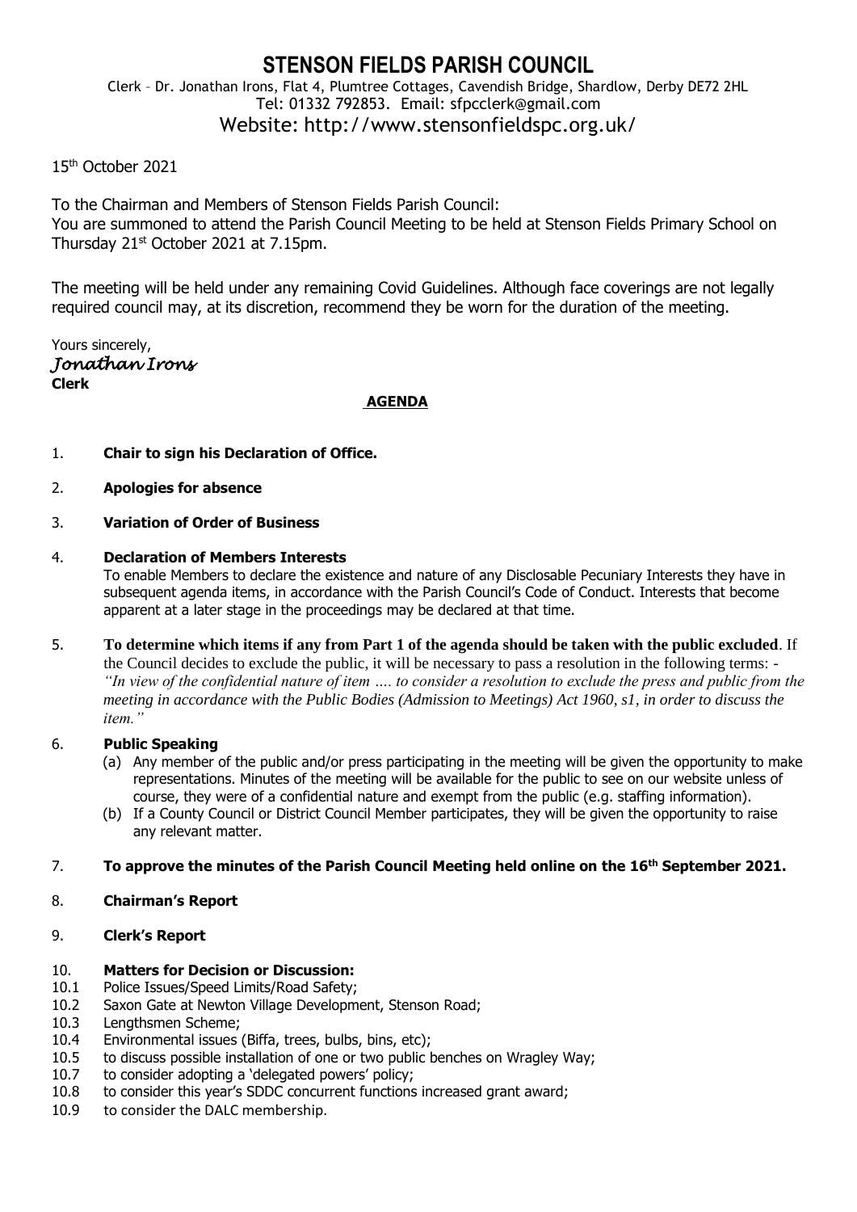# STENSON FIELDS PARISH COUNCIL

Clerk – Dr. Jonathan Irons, Flat 4, Plumtree Cottages, Cavendish Bridge, Shardlow, Derby DE72 2HL
Tel: 01332 792853. Email: sfpcclerk@gmail.com
Website: http://www.stensonfieldspc.org.uk/

15th October 2021

To the Chairman and Members of Stenson Fields Parish Council:
You are summoned to attend the Parish Council Meeting to be held at Stenson Fields Primary School on Thursday 21st October 2021 at 7.15pm.

The meeting will be held under any remaining Covid Guidelines. Although face coverings are not legally required council may, at its discretion, recommend they be worn for the duration of the meeting.

Yours sincerely,
*Jonathan Irons*
**Clerk**

**AGENDA**

1. **Chair to sign his Declaration of Office.**

2. **Apologies for absence**

3. **Variation of Order of Business**

4. **Declaration of Members Interests**
   To enable Members to declare the existence and nature of any Disclosable Pecuniary Interests they have in subsequent agenda items, in accordance with the Parish Council's Code of Conduct. Interests that become apparent at a later stage in the proceedings may be declared at that time.

5. **To determine which items if any from Part 1 of the agenda should be taken with the public excluded**. If the Council decides to exclude the public, it will be necessary to pass a resolution in the following terms: - *"In view of the confidential nature of item …. to consider a resolution to exclude the press and public from the meeting in accordance with the Public Bodies (Admission to Meetings) Act 1960, s1, in order to discuss the item."*

6. **Public Speaking**
   (a) Any member of the public and/or press participating in the meeting will be given the opportunity to make representations. Minutes of the meeting will be available for the public to see on our website unless of course, they were of a confidential nature and exempt from the public (e.g. staffing information).
   (b) If a County Council or District Council Member participates, they will be given the opportunity to raise any relevant matter.

7. **To approve the minutes of the Parish Council Meeting held online on the 16th September 2021.**

8. **Chairman's Report**

9. **Clerk's Report**

10. **Matters for Decision or Discussion:**
    - 10.1 Police Issues/Speed Limits/Road Safety;
    - 10.2 Saxon Gate at Newton Village Development, Stenson Road;
    - 10.3 Lengthsmen Scheme;
    - 10.4 Environmental issues (Biffa, trees, bulbs, bins, etc);
    - 10.5 to discuss possible installation of one or two public benches on Wragley Way;
    - 10.7 to consider adopting a 'delegated powers' policy;
    - 10.8 to consider this year's SDDC concurrent functions increased grant award;
    - 10.9 to consider the DALC membership.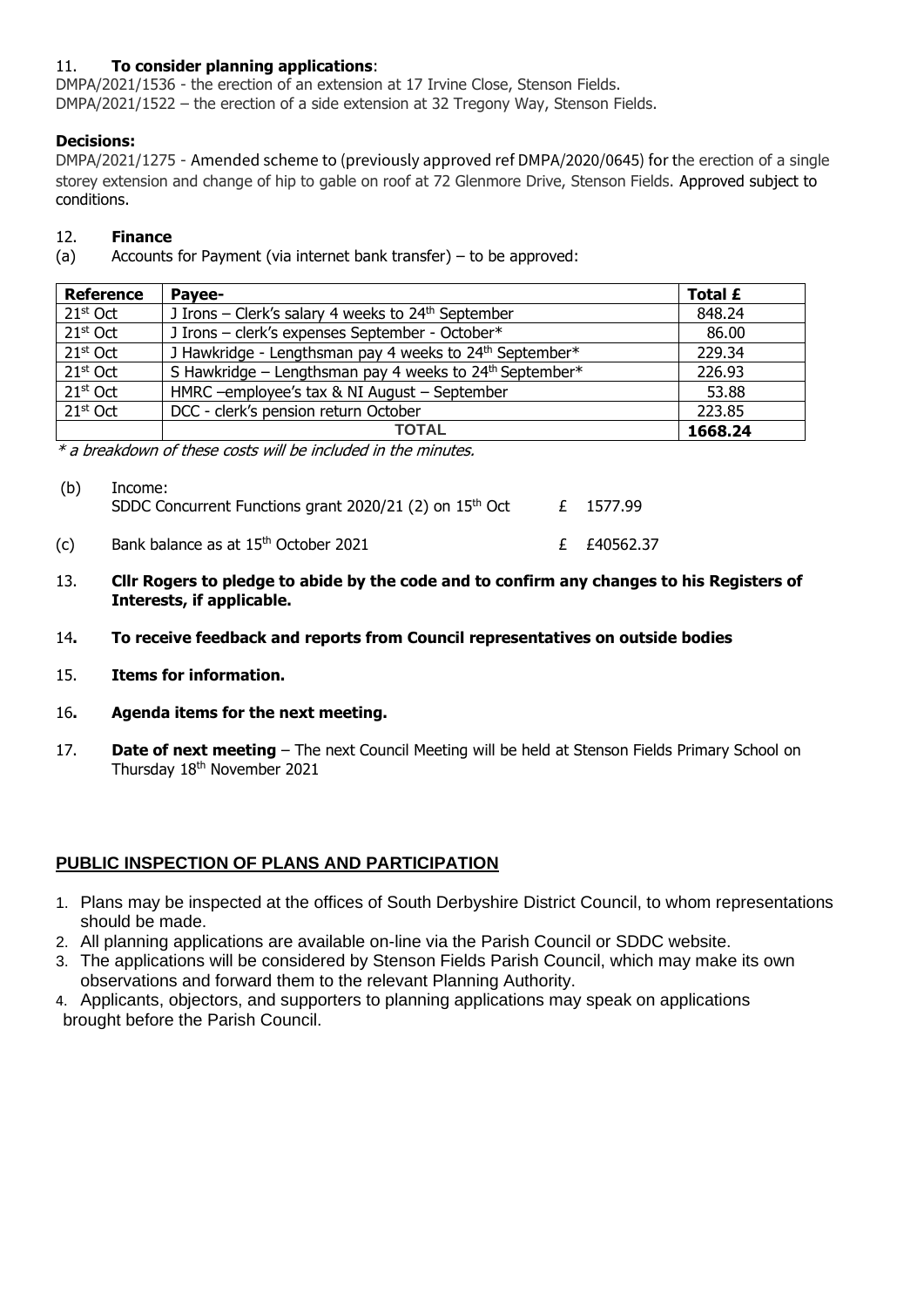11. **To consider planning applications**:

DMPA/2021/1536 - the erection of an extension at 17 Irvine Close, Stenson Fields.
DMPA/2021/1522 – the erection of a side extension at 32 Tregony Way, Stenson Fields.

**Decisions:**

DMPA/2021/1275 - Amended scheme to (previously approved ref DMPA/2020/0645) for the erection of a single storey extension and change of hip to gable on roof at 72 Glenmore Drive, Stenson Fields. Approved subject to conditions.

12. **Finance**

(a) Accounts for Payment (via internet bank transfer) – to be approved:

| Reference | Payee- | Total £ |
|---|---|---|
| 21st Oct | J Irons – Clerk's salary 4 weeks to 24th September | 848.24 |
| 21st Oct | J Irons – clerk's expenses September - October* | 86.00 |
| 21st Oct | J Hawkridge - Lengthsman pay 4 weeks to 24th September* | 229.34 |
| 21st Oct | S Hawkridge – Lengthsman pay 4 weeks to 24th September* | 226.93 |
| 21st Oct | HMRC –employee's tax & NI August – September | 53.88 |
| 21st Oct | DCC - clerk's pension return October | 223.85 |
| | **TOTAL** | **1668.24** |

*\* a breakdown of these costs will be included in the minutes.*

(b) Income:
SDDC Concurrent Functions grant 2020/21 (2) on 15th Oct £ 1577.99

(c) Bank balance as at 15th October 2021 £ £40562.37

13. **Cllr Rogers to pledge to abide by the code and to confirm any changes to his Registers of Interests, if applicable.**

14. **To receive feedback and reports from Council representatives on outside bodies**

15. **Items for information.**

16. **Agenda items for the next meeting.**

17. **Date of next meeting** – The next Council Meeting will be held at Stenson Fields Primary School on Thursday 18th November 2021

## PUBLIC INSPECTION OF PLANS AND PARTICIPATION

1. Plans may be inspected at the offices of South Derbyshire District Council, to whom representations should be made.
2. All planning applications are available on-line via the Parish Council or SDDC website.
3. The applications will be considered by Stenson Fields Parish Council, which may make its own observations and forward them to the relevant Planning Authority.
4. Applicants, objectors, and supporters to planning applications may speak on applications brought before the Parish Council.